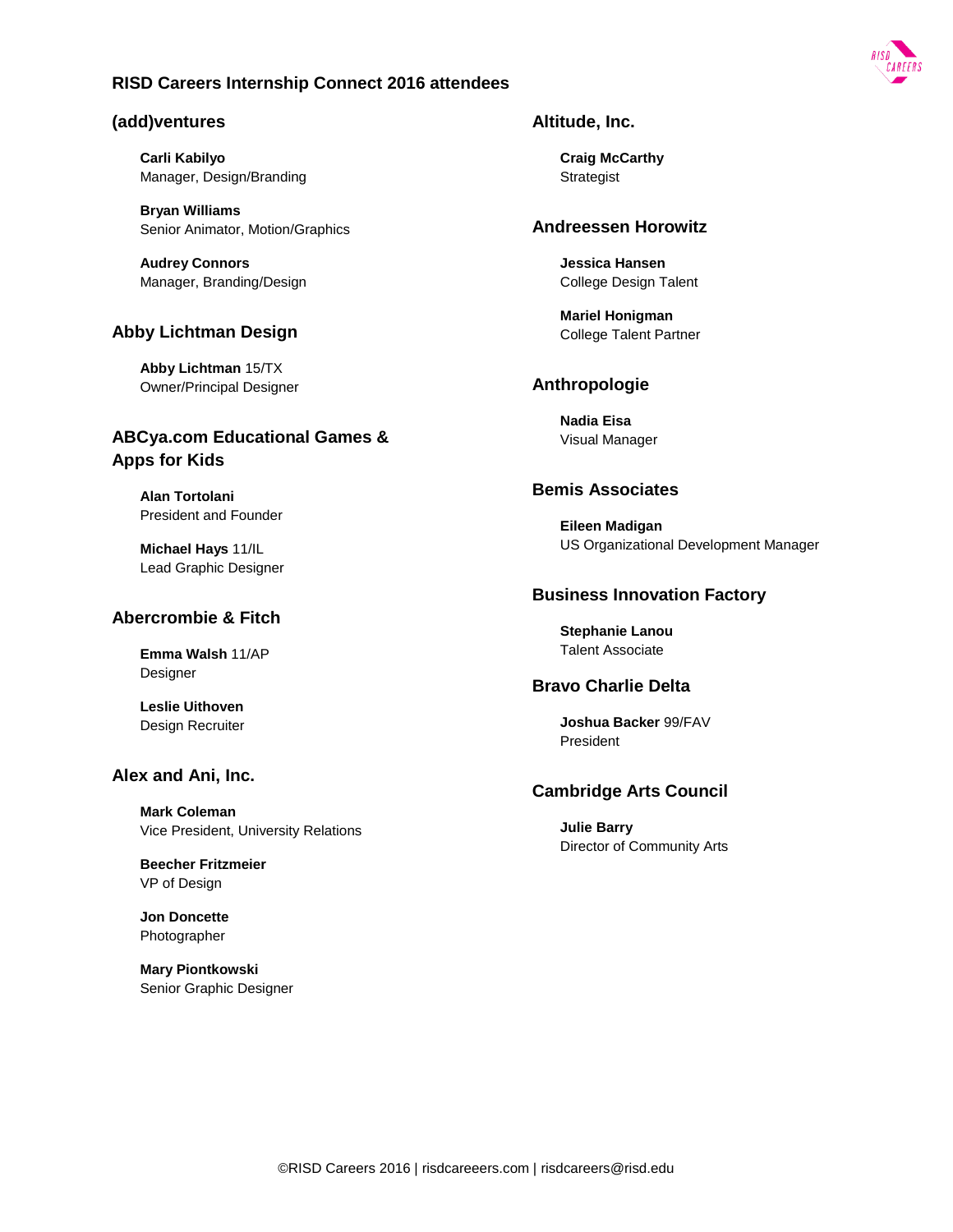# RISD Careers Internship Connect 2016 attendees

## (add)ventures

**Carli Kabilyo**
Manager, Design/Branding

**Bryan Williams**
Senior Animator, Motion/Graphics

**Audrey Connors**
Manager, Branding/Design

## Abby Lichtman Design

**Abby Lichtman** 15/TX
Owner/Principal Designer

## ABCya.com Educational Games & Apps for Kids

**Alan Tortolani**
President and Founder

**Michael Hays** 11/IL
Lead Graphic Designer

## Abercrombie & Fitch

**Emma Walsh** 11/AP
Designer

**Leslie Uithoven**
Design Recruiter

## Alex and Ani, Inc.

**Mark Coleman**
Vice President, University Relations

**Beecher Fritzmeier**
VP of Design

**Jon Doncette**
Photographer

**Mary Piontkowski**
Senior Graphic Designer

## Altitude, Inc.

**Craig McCarthy**
Strategist

## Andreessen Horowitz

**Jessica Hansen**
College Design Talent

**Mariel Honigman**
College Talent Partner

## Anthropologie

**Nadia Eisa**
Visual Manager

## Bemis Associates

**Eileen Madigan**
US Organizational Development Manager

## Business Innovation Factory

**Stephanie Lanou**
Talent Associate

## Bravo Charlie Delta

**Joshua Backer** 99/FAV
President

## Cambridge Arts Council

**Julie Barry**
Director of Community Arts

©RISD Careers 2016 | risdcareeers.com | risdcareers@risd.edu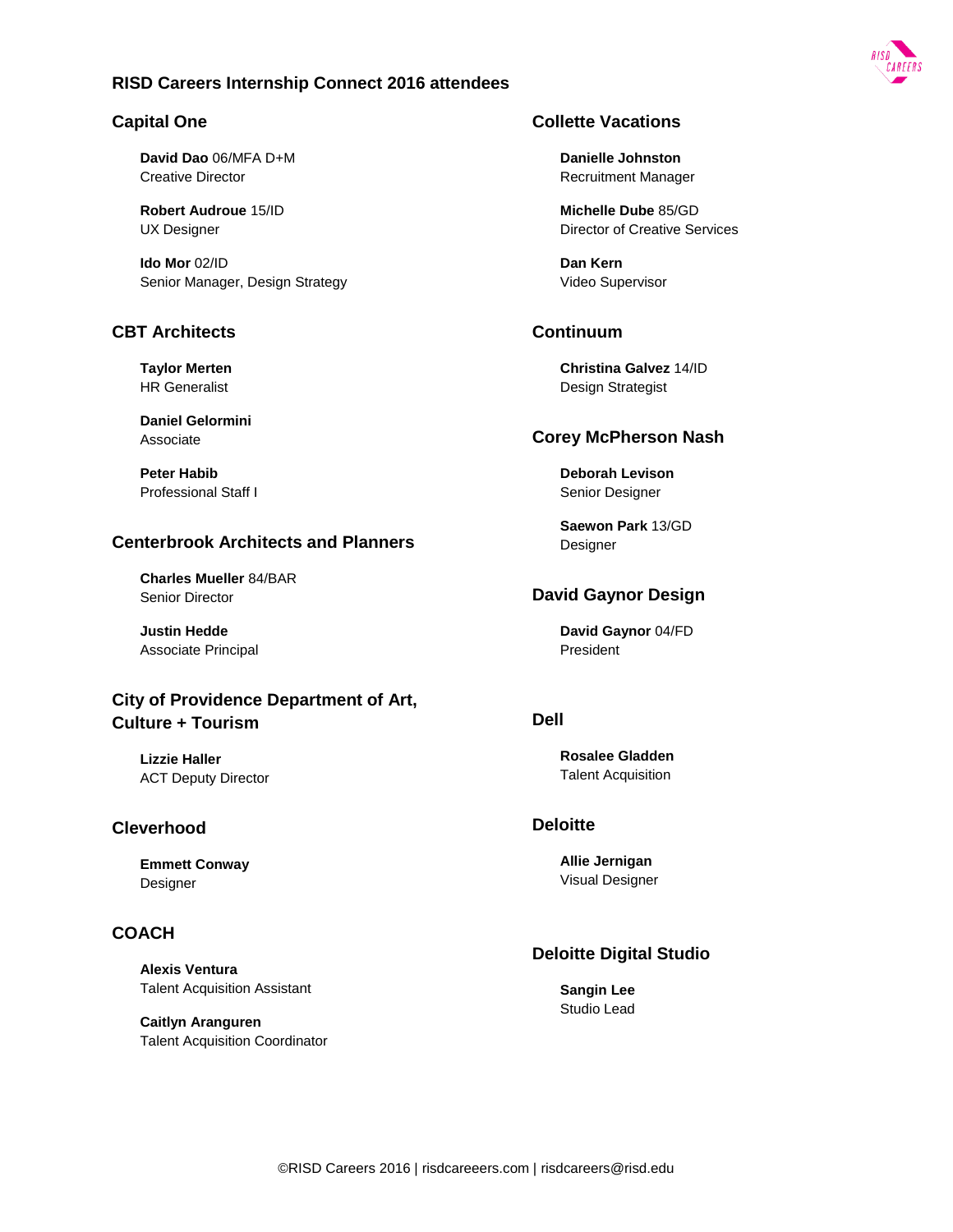# RISD Careers Internship Connect 2016 attendees

## Capital One

**David Dao** 06/MFA D+M
Creative Director

**Robert Audroue** 15/ID
UX Designer

**Ido Mor** 02/ID
Senior Manager, Design Strategy

## CBT Architects

**Taylor Merten**
HR Generalist

**Daniel Gelormini**
Associate

**Peter Habib**
Professional Staff I

## Centerbrook Architects and Planners

**Charles Mueller** 84/BAR
Senior Director

**Justin Hedde**
Associate Principal

## City of Providence Department of Art, Culture + Tourism

**Lizzie Haller**
ACT Deputy Director

## Cleverhood

**Emmett Conway**
Designer

## COACH

**Alexis Ventura**
Talent Acquisition Assistant

**Caitlyn Aranguren**
Talent Acquisition Coordinator

## Collette Vacations

**Danielle Johnston**
Recruitment Manager

**Michelle Dube** 85/GD
Director of Creative Services

**Dan Kern**
Video Supervisor

## Continuum

**Christina Galvez** 14/ID
Design Strategist

## Corey McPherson Nash

**Deborah Levison**
Senior Designer

**Saewon Park** 13/GD
Designer

## David Gaynor Design

**David Gaynor** 04/FD
President

## Dell

**Rosalee Gladden**
Talent Acquisition

## Deloitte

**Allie Jernigan**
Visual Designer

## Deloitte Digital Studio

**Sangin Lee**
Studio Lead

©RISD Careers 2016 | risdcareeers.com | risdcareers@risd.edu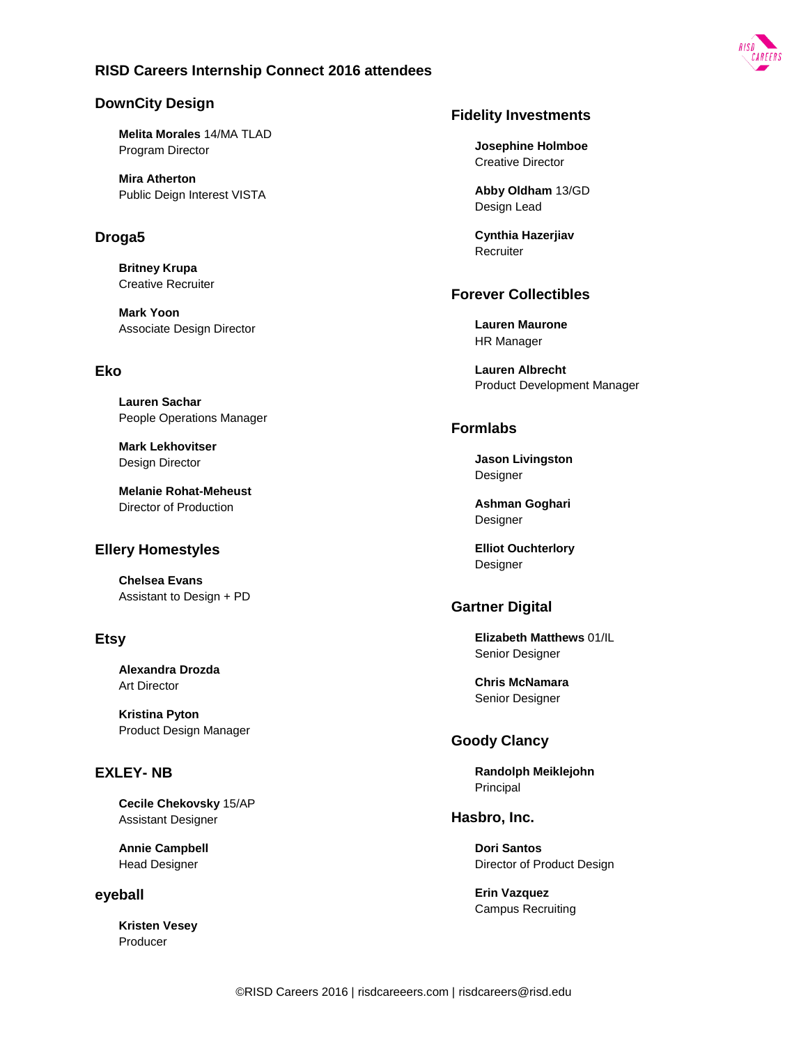# RISD Careers Internship Connect 2016 attendees

## DownCity Design

**Melita Morales** 14/MA TLAD
Program Director

**Mira Atherton**
Public Deign Interest VISTA

## Droga5

**Britney Krupa**
Creative Recruiter

**Mark Yoon**
Associate Design Director

## Eko

**Lauren Sachar**
People Operations Manager

**Mark Lekhovitser**
Design Director

**Melanie Rohat-Meheust**
Director of Production

## Ellery Homestyles

**Chelsea Evans**
Assistant to Design + PD

## Etsy

**Alexandra Drozda**
Art Director

**Kristina Pyton**
Product Design Manager

## EXLEY- NB

**Cecile Chekovsky** 15/AP
Assistant Designer

**Annie Campbell**
Head Designer

## eyeball

**Kristen Vesey**
Producer

## Fidelity Investments

**Josephine Holmboe**
Creative Director

**Abby Oldham** 13/GD
Design Lead

**Cynthia Hazerjiav**
Recruiter

## Forever Collectibles

**Lauren Maurone**
HR Manager

**Lauren Albrecht**
Product Development Manager

## Formlabs

**Jason Livingston**
Designer

**Ashman Goghari**
Designer

**Elliot Ouchterlory**
Designer

## Gartner Digital

**Elizabeth Matthews** 01/IL
Senior Designer

**Chris McNamara**
Senior Designer

## Goody Clancy

**Randolph Meiklejohn**
Principal

## Hasbro, Inc.

**Dori Santos**
Director of Product Design

**Erin Vazquez**
Campus Recruiting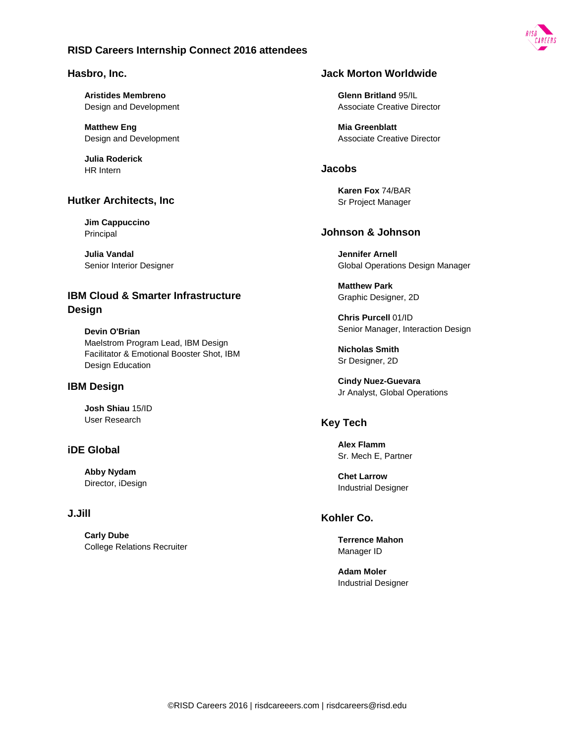# RISD Careers Internship Connect 2016 attendees

## Hasbro, Inc.

**Aristides Membreno**
Design and Development

**Matthew Eng**
Design and Development

**Julia Roderick**
HR Intern

## Hutker Architects, Inc

**Jim Cappuccino**
Principal

**Julia Vandal**
Senior Interior Designer

## IBM Cloud & Smarter Infrastructure Design

**Devin O'Brian**
Maelstrom Program Lead, IBM Design Facilitator & Emotional Booster Shot, IBM Design Education

## IBM Design

**Josh Shiau** 15/ID
User Research

## iDE Global

**Abby Nydam**
Director, iDesign

## J.Jill

**Carly Dube**
College Relations Recruiter

## Jack Morton Worldwide

**Glenn Britland** 95/IL
Associate Creative Director

**Mia Greenblatt**
Associate Creative Director

## Jacobs

**Karen Fox** 74/BAR
Sr Project Manager

## Johnson & Johnson

**Jennifer Arnell**
Global Operations Design Manager

**Matthew Park**
Graphic Designer, 2D

**Chris Purcell** 01/ID
Senior Manager, Interaction Design

**Nicholas Smith**
Sr Designer, 2D

**Cindy Nuez-Guevara**
Jr Analyst, Global Operations

## Key Tech

**Alex Flamm**
Sr. Mech E, Partner

**Chet Larrow**
Industrial Designer

## Kohler Co.

**Terrence Mahon**
Manager ID

**Adam Moler**
Industrial Designer

©RISD Careers 2016 | risdcareeers.com | risdcareers@risd.edu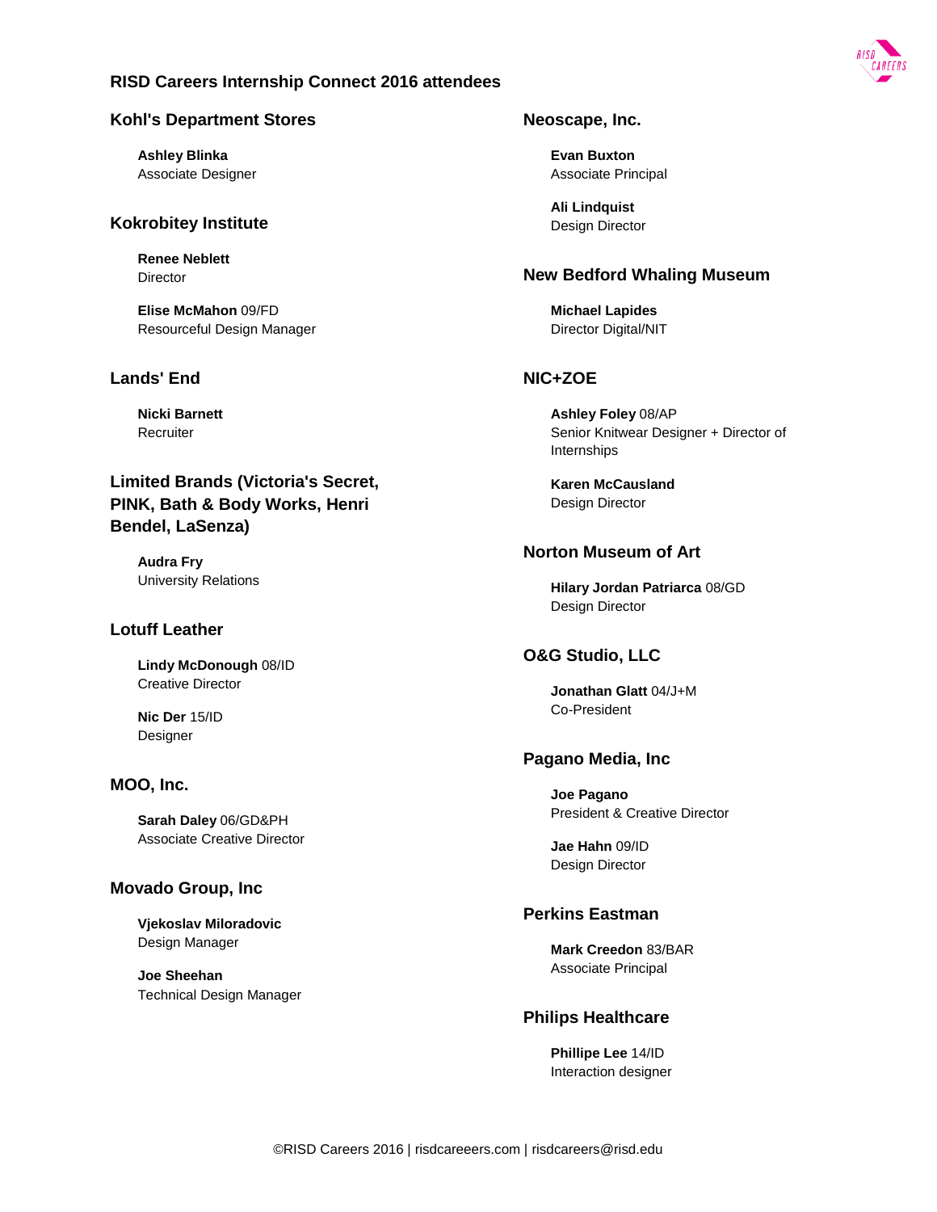# RISD Careers Internship Connect 2016 attendees

## Kohl's Department Stores

**Ashley Blinka**
Associate Designer

## Kokrobitey Institute

**Renee Neblett**
Director

**Elise McMahon** 09/FD
Resourceful Design Manager

## Lands' End

**Nicki Barnett**
Recruiter

## Limited Brands (Victoria's Secret, PINK, Bath & Body Works, Henri Bendel, LaSenza)

**Audra Fry**
University Relations

## Lotuff Leather

**Lindy McDonough** 08/ID
Creative Director

**Nic Der** 15/ID
Designer

## MOO, Inc.

**Sarah Daley** 06/GD&PH
Associate Creative Director

## Movado Group, Inc

**Vjekoslav Miloradovic**
Design Manager

**Joe Sheehan**
Technical Design Manager

## Neoscape, Inc.

**Evan Buxton**
Associate Principal

**Ali Lindquist**
Design Director

## New Bedford Whaling Museum

**Michael Lapides**
Director Digital/NIT

## NIC+ZOE

**Ashley Foley** 08/AP
Senior Knitwear Designer + Director of Internships

**Karen McCausland**
Design Director

## Norton Museum of Art

**Hilary Jordan Patriarca** 08/GD
Design Director

## O&G Studio, LLC

**Jonathan Glatt** 04/J+M
Co-President

## Pagano Media, Inc

**Joe Pagano**
President & Creative Director

**Jae Hahn** 09/ID
Design Director

## Perkins Eastman

**Mark Creedon** 83/BAR
Associate Principal

## Philips Healthcare

**Phillipe Lee** 14/ID
Interaction designer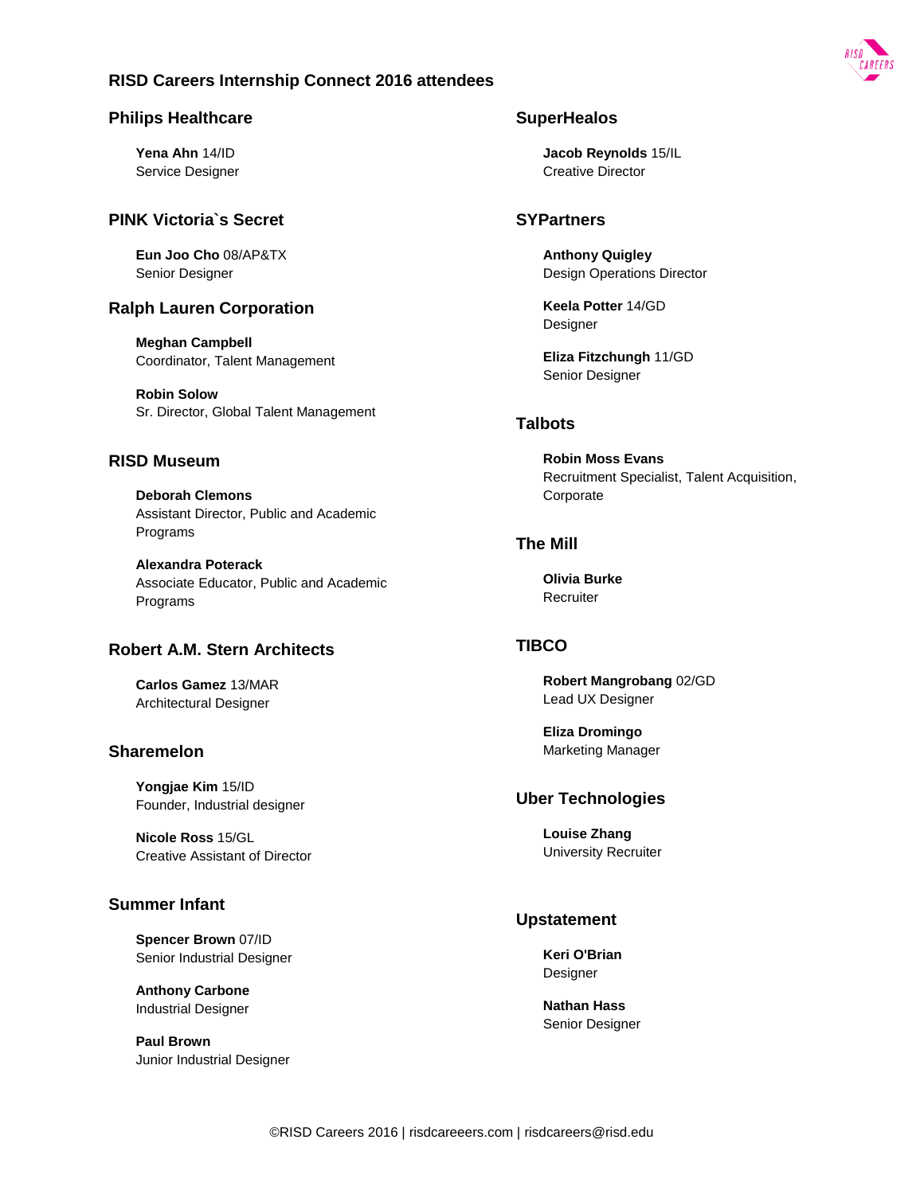# RISD Careers Internship Connect 2016 attendees

## Philips Healthcare

**Yena Ahn** 14/ID
Service Designer

## PINK Victoria`s Secret

**Eun Joo Cho** 08/AP&TX
Senior Designer

## Ralph Lauren Corporation

**Meghan Campbell**
Coordinator, Talent Management

**Robin Solow**
Sr. Director, Global Talent Management

## RISD Museum

**Deborah Clemons**
Assistant Director, Public and Academic Programs

**Alexandra Poterack**
Associate Educator, Public and Academic Programs

## Robert A.M. Stern Architects

**Carlos Gamez** 13/MAR
Architectural Designer

## Sharemelon

**Yongjae Kim** 15/ID
Founder, Industrial designer

**Nicole Ross** 15/GL
Creative Assistant of Director

## Summer Infant

**Spencer Brown** 07/ID
Senior Industrial Designer

**Anthony Carbone**
Industrial Designer

**Paul Brown**
Junior Industrial Designer

## SuperHealos

**Jacob Reynolds** 15/IL
Creative Director

## SYPartners

**Anthony Quigley**
Design Operations Director

**Keela Potter** 14/GD
Designer

**Eliza Fitzchungh** 11/GD
Senior Designer

## Talbots

**Robin Moss Evans**
Recruitment Specialist, Talent Acquisition, Corporate

## The Mill

**Olivia Burke**
Recruiter

## TIBCO

**Robert Mangrobang** 02/GD
Lead UX Designer

**Eliza Dromingo**
Marketing Manager

## Uber Technologies

**Louise Zhang**
University Recruiter

## Upstatement

**Keri O'Brian**
Designer

**Nathan Hass**
Senior Designer

©RISD Careers 2016 | risdcareeers.com | risdcareers@risd.edu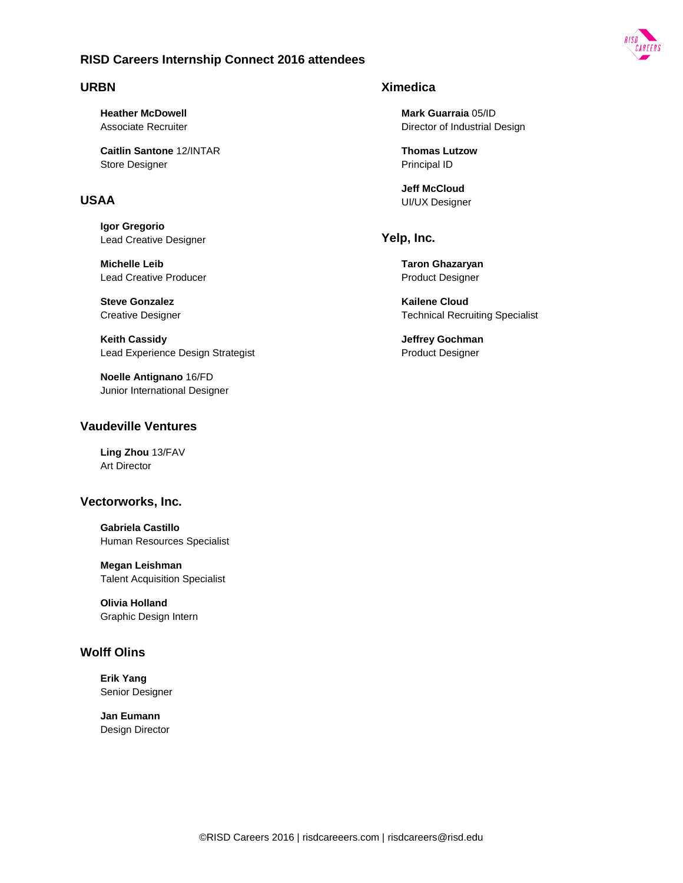## RISD Careers Internship Connect 2016 attendees

### URBN

**Heather McDowell**
Associate Recruiter

**Caitlin Santone** 12/INTAR
Store Designer

### USAA

**Igor Gregorio**
Lead Creative Designer

**Michelle Leib**
Lead Creative Producer

**Steve Gonzalez**
Creative Designer

**Keith Cassidy**
Lead Experience Design Strategist

**Noelle Antignano** 16/FD
Junior International Designer

### Vaudeville Ventures

**Ling Zhou** 13/FAV
Art Director

### Vectorworks, Inc.

**Gabriela Castillo**
Human Resources Specialist

**Megan Leishman**
Talent Acquisition Specialist

**Olivia Holland**
Graphic Design Intern

### Wolff Olins

**Erik Yang**
Senior Designer

**Jan Eumann**
Design Director

### Ximedica

**Mark Guarraia** 05/ID
Director of Industrial Design

**Thomas Lutzow**
Principal ID

**Jeff McCloud**
UI/UX Designer

### Yelp, Inc.

**Taron Ghazaryan**
Product Designer

**Kailene Cloud**
Technical Recruiting Specialist

**Jeffrey Gochman**
Product Designer

©RISD Careers 2016 | risdcareeers.com | risdcareers@risd.edu